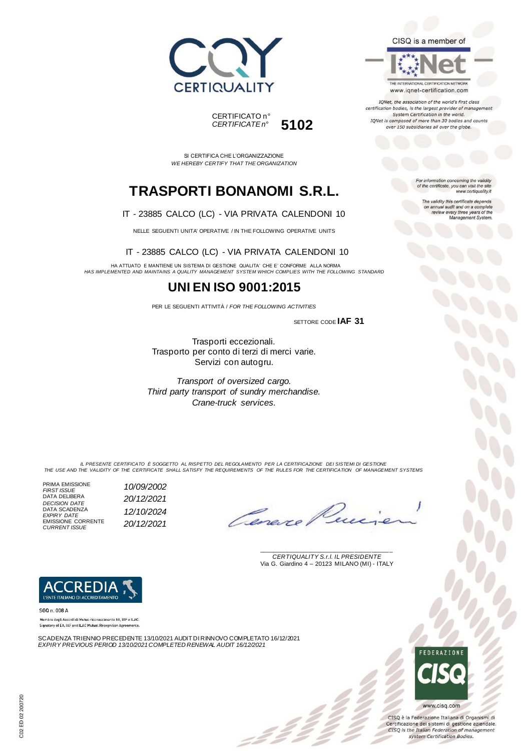CERTIQUALITY

CERTIFICATO n°
*CERTIFICATE n°* **5102**

CISQ is a member of

IQNet
THE INTERNATIONAL CERTIFICATION NETWORK
www.iqnet-certification.com

*IQNet, the association of the world's first class certification bodies, is the largest provider of management System Certification in the world. IQNet is composed of more than 30 bodies and counts over 150 subsidiaries all over the globe.*

SI CERTIFICA CHE L'ORGANIZZAZIONE
*WE HEREBY CERTIFY THAT THE ORGANIZATION*

# TRASPORTI BONANOMI S.R.L.

IT - 23885 CALCO (LC) - VIA PRIVATA CALENDONI 10

NELLE SEGUENTI UNITA' OPERATIVE / IN THE FOLLOWING OPERATIVE UNITS

IT - 23885 CALCO (LC) - VIA PRIVATA CALENDONI 10

HA ATTUATO E MANTIENE UN SISTEMA DI GESTIONE QUALITA' CHE E' CONFORME ALLA NORMA
*HAS IMPLEMENTED AND MAINTAINS A QUALITY MANAGEMENT SYSTEM WHICH COMPLIES WITH THE FOLLOWING STANDARD*

# UNI EN ISO 9001:2015

PER LE SEGUENTI ATTIVITÀ / *FOR THE FOLLOWING ACTIVITIES*

SETTORE CODE **IAF 31**

Trasporti eccezionali.
Trasporto per conto di terzi di merci varie.
Servizi con autogru.

*Transport of oversized cargo.*
*Third party transport of sundry merchandise.*
*Crane-truck services.*

*For information concerning the validity of the certificate, you can visit the site www.certiquality.it*

*The validity this certificate depends on annual audit and on a complete review every three years of the Management System.*

*IL PRESENTE CERTIFICATO È SOGGETTO AL RISPETTO DEL REGOLAMENTO PER LA CERTIFICAZIONE DEI SISTEMI DI GESTIONE*
*THE USE AND THE VALIDITY OF THE CERTIFICATE SHALL SATISFY THE REQUIREMENTS OF THE RULES FOR THE CERTIFICATION OF MANAGEMENT SYSTEMS*

| | |
|---|---|
| PRIMA EMISSIONE *FIRST ISSUE* | *10/09/2002* |
| DATA DELIBERA *DECISION DATE* | *20/12/2021* |
| DATA SCADENZA *EXPIRY DATE* | *12/10/2024* |
| EMISSIONE CORRENTE *CURRENT ISSUE* | *20/12/2021* |

*CERTIQUALITY S.r.l. IL PRESIDENTE*
Via G. Giardino 4 – 20123 MILANO (MI) - ITALY

ACCREDIA
L'ENTE ITALIANO DI ACCREDITAMENTO

SGQ n. 008 A

Membro degli Accordi di Mutuo riconoscimento EA, IAF e ILAC.
Signatory of EA, IAF and ILAC Mutual Recognition Agreements.

SCADENZA TRIENNIO PRECEDENTE 13/10/2021 AUDIT DI RINNOVO COMPLETATO 16/12/2021
*EXPIRY PREVIOUS PERIOD 13/10/2021 COMPLETED RENEWAL AUDIT 16/12/2021*

FEDERAZIONE CISQ
www.cisq.com

CISQ è la Federazione Italiana di Organismi di Certificazione dei sistemi di gestione aziendale.
*CISQ is the Italian Federation of management system Certification Bodies.*

C02 ED 02 200720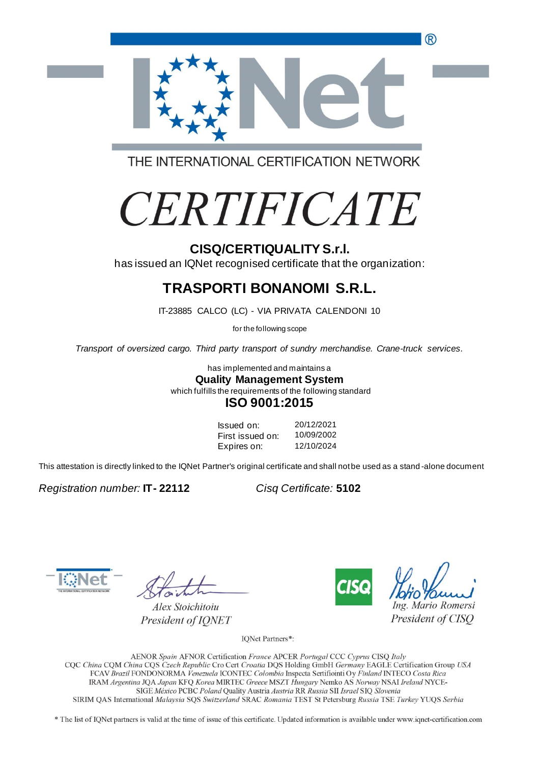THE INTERNATIONAL CERTIFICATION NETWORK

# CERTIFICATE

## CISQ/CERTIQUALITY S.r.l.

has issued an IQNet recognised certificate that the organization:

## TRASPORTI BONANOMI S.R.L.

IT-23885 CALCO (LC) - VIA PRIVATA CALENDONI 10

for the following scope

*Transport of oversized cargo. Third party transport of sundry merchandise. Crane-truck services.*

has implemented and maintains a

**Quality Management System**

which fulfills the requirements of the following standard

**ISO 9001:2015**

| | |
|---|---|
| Issued on: | 20/12/2021 |
| First issued on: | 10/09/2002 |
| Expires on: | 12/10/2024 |

This attestation is directly linked to the IQNet Partner's original certificate and shall not be used as a stand-alone document

*Registration number:* **IT - 22112** *Cisq Certificate:* **5102**

*Alex Stoichitoiu*
*President of IQNET*

*Ing. Mario Romersi*
*President of CISQ*

IQNet Partners*:

AENOR *Spain* AFNOR Certification *France* APCER *Portugal* CCC *Cyprus* CISQ *Italy*
CQC *China* CQM *China* CQS *Czech Republic* Cro Cert *Croatia* DQS Holding GmbH *Germany* EAGLE Certification Group *USA*
FCAV *Brazil* FONDONORMA *Venezuela* ICONTEC *Colombia* Inspecta Sertifiointi Oy *Finland* INTECO *Costa Rica*
IRAM *Argentina* JQA *Japan* KFQ *Korea* MIRTEC *Greece* MSZT *Hungary* Nemko AS *Norway* NSAI *Ireland* NYCE-SIGE *México* PCBC *Poland* Quality Austria *Austria* RR *Russia* SII *Israel* SIQ *Slovenia*
SIRIM QAS International *Malaysia* SQS *Switzerland* SRAC *Romania* TEST St Petersburg *Russia* TSE *Turkey* YUQS *Serbia*

* The list of IQNet partners is valid at the time of issue of this certificate. Updated information is available under www.iqnet-certification.com